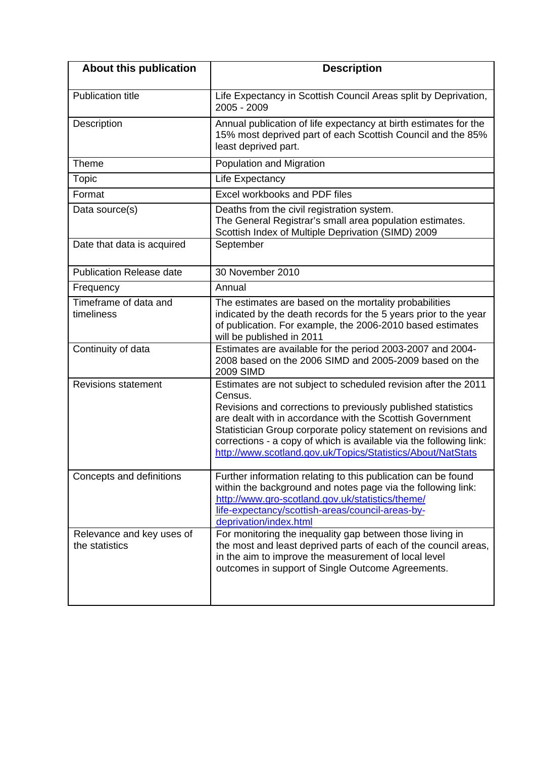| About this publication | Description |
| --- | --- |
| Publication title | Life Expectancy in Scottish Council Areas split by Deprivation, 2005 - 2009 |
| Description | Annual publication of life expectancy at birth estimates for the 15% most deprived part of each Scottish Council and the 85% least deprived part. |
| Theme | Population and Migration |
| Topic | Life Expectancy |
| Format | Excel workbooks and PDF files |
| Data source(s) | Deaths from the civil registration system.<br>The General Registrar's small area population estimates.<br>Scottish Index of Multiple Deprivation (SIMD) 2009 |
| Date that data is acquired | September |
| Publication Release date | 30 November 2010 |
| Frequency | Annual |
| Timeframe of data and timeliness | The estimates are based on the mortality probabilities indicated by the death records for the 5 years prior to the year of publication. For example, the 2006-2010 based estimates will be published in 2011 |
| Continuity of data | Estimates are available for the period 2003-2007 and 2004-2008 based on the 2006 SIMD and 2005-2009 based on the 2009 SIMD |
| Revisions statement | Estimates are not subject to scheduled revision after the 2011 Census.<br>Revisions and corrections to previously published statistics are dealt with in accordance with the Scottish Government Statistician Group corporate policy statement on revisions and corrections - a copy of which is available via the following link: http://www.scotland.gov.uk/Topics/Statistics/About/NatStats |
| Concepts and definitions | Further information relating to this publication can be found within the background and notes page via the following link: http://www.gro-scotland.gov.uk/statistics/theme/life-expectancy/scottish-areas/council-areas-by-deprivation/index.html |
| Relevance and key uses of the statistics | For monitoring the inequality gap between those living in the most and least deprived parts of each of the council areas, in the aim to improve the measurement of local level outcomes in support of Single Outcome Agreements. |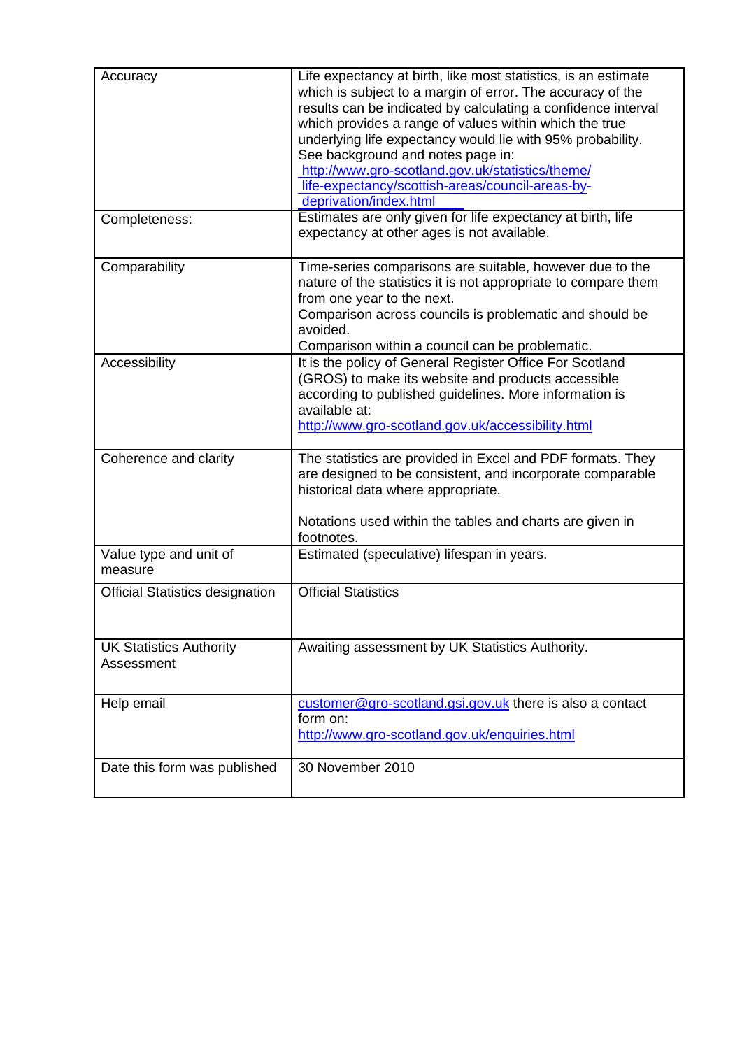| | |
|---|---|
| Accuracy | Life expectancy at birth, like most statistics, is an estimate which is subject to a margin of error. The accuracy of the results can be indicated by calculating a confidence interval which provides a range of values within which the true underlying life expectancy would lie with 95% probability. See background and notes page in: http://www.gro-scotland.gov.uk/statistics/theme/life-expectancy/scottish-areas/council-areas-by-deprivation/index.html |
| Completeness: | Estimates are only given for life expectancy at birth, life expectancy at other ages is not available. |
| Comparability | Time-series comparisons are suitable, however due to the nature of the statistics it is not appropriate to compare them from one year to the next.<br>Comparison across councils is problematic and should be avoided.<br>Comparison within a council can be problematic. |
| Accessibility | It is the policy of General Register Office For Scotland (GROS) to make its website and products accessible according to published guidelines. More information is available at:<br>http://www.gro-scotland.gov.uk/accessibility.html |
| Coherence and clarity | The statistics are provided in Excel and PDF formats. They are designed to be consistent, and incorporate comparable historical data where appropriate.<br><br>Notations used within the tables and charts are given in footnotes. |
| Value type and unit of measure | Estimated (speculative) lifespan in years. |
| Official Statistics designation | Official Statistics |
| UK Statistics Authority Assessment | Awaiting assessment by UK Statistics Authority. |
| Help email | customer@gro-scotland.gsi.gov.uk there is also a contact form on:<br>http://www.gro-scotland.gov.uk/enquiries.html |
| Date this form was published | 30 November 2010 |